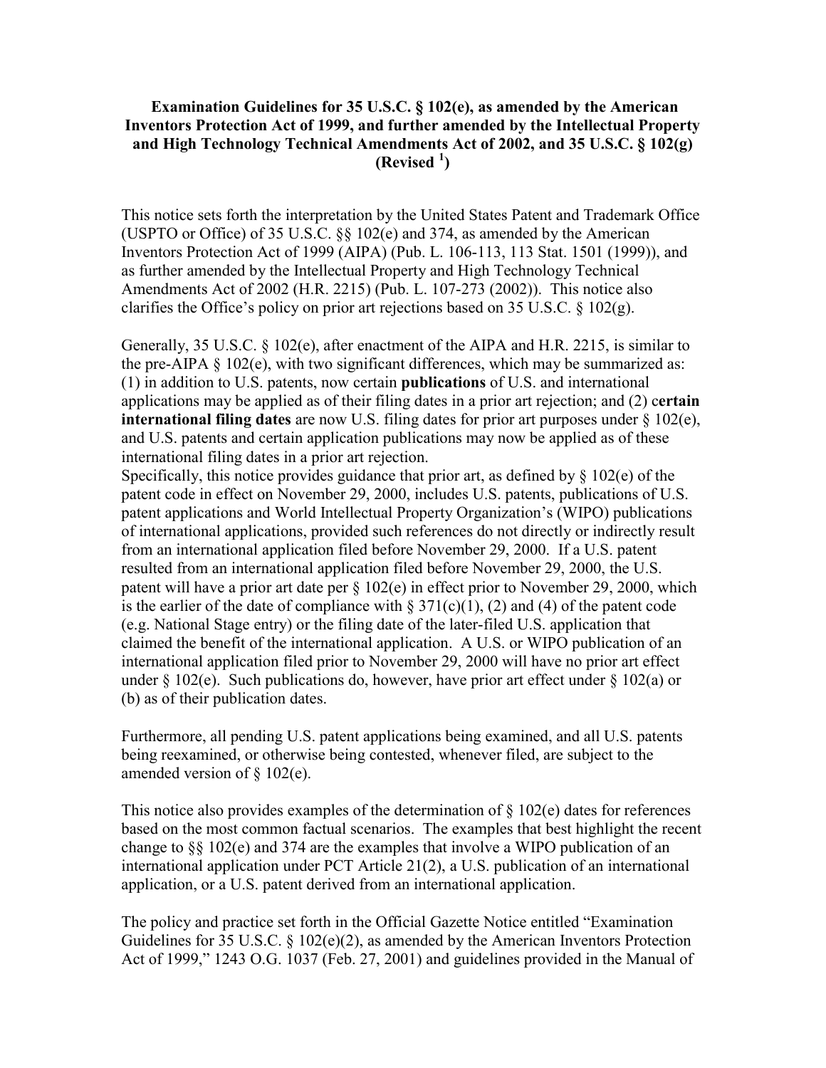**Examination Guidelines for 35 U.S.C. § 102(e), as amended by the American Inventors Protection Act of 1999, and further amended by the Intellectual Property and High Technology Technical Amendments Act of 2002, and 35 U.S.C. § 102(g) (Revised [1])**

This notice sets forth the interpretation by the United States Patent and Trademark Office (USPTO or Office) of 35 U.S.C. §§ 102(e) and 374, as amended by the American Inventors Protection Act of 1999 (AIPA) (Pub. L. 106-113, 113 Stat. 1501 (1999)), and as further amended by the Intellectual Property and High Technology Technical Amendments Act of 2002 (H.R. 2215) (Pub. L. 107-273 (2002)). This notice also clarifies the Office's policy on prior art rejections based on 35 U.S.C. § 102(g).

Generally, 35 U.S.C. § 102(e), after enactment of the AIPA and H.R. 2215, is similar to the pre-AIPA § 102(e), with two significant differences, which may be summarized as: (1) in addition to U.S. patents, now certain **publications** of U.S. and international applications may be applied as of their filing dates in a prior art rejection; and (2) **certain international filing dates** are now U.S. filing dates for prior art purposes under § 102(e), and U.S. patents and certain application publications may now be applied as of these international filing dates in a prior art rejection.

Specifically, this notice provides guidance that prior art, as defined by § 102(e) of the patent code in effect on November 29, 2000, includes U.S. patents, publications of U.S. patent applications and World Intellectual Property Organization's (WIPO) publications of international applications, provided such references do not directly or indirectly result from an international application filed before November 29, 2000. If a U.S. patent resulted from an international application filed before November 29, 2000, the U.S. patent will have a prior art date per § 102(e) in effect prior to November 29, 2000, which is the earlier of the date of compliance with § 371(c)(1), (2) and (4) of the patent code (e.g. National Stage entry) or the filing date of the later-filed U.S. application that claimed the benefit of the international application. A U.S. or WIPO publication of an international application filed prior to November 29, 2000 will have no prior art effect under § 102(e). Such publications do, however, have prior art effect under § 102(a) or (b) as of their publication dates.

Furthermore, all pending U.S. patent applications being examined, and all U.S. patents being reexamined, or otherwise being contested, whenever filed, are subject to the amended version of § 102(e).

This notice also provides examples of the determination of § 102(e) dates for references based on the most common factual scenarios. The examples that best highlight the recent change to §§ 102(e) and 374 are the examples that involve a WIPO publication of an international application under PCT Article 21(2), a U.S. publication of an international application, or a U.S. patent derived from an international application.

The policy and practice set forth in the Official Gazette Notice entitled "Examination Guidelines for 35 U.S.C. § 102(e)(2), as amended by the American Inventors Protection Act of 1999," 1243 O.G. 1037 (Feb. 27, 2001) and guidelines provided in the Manual of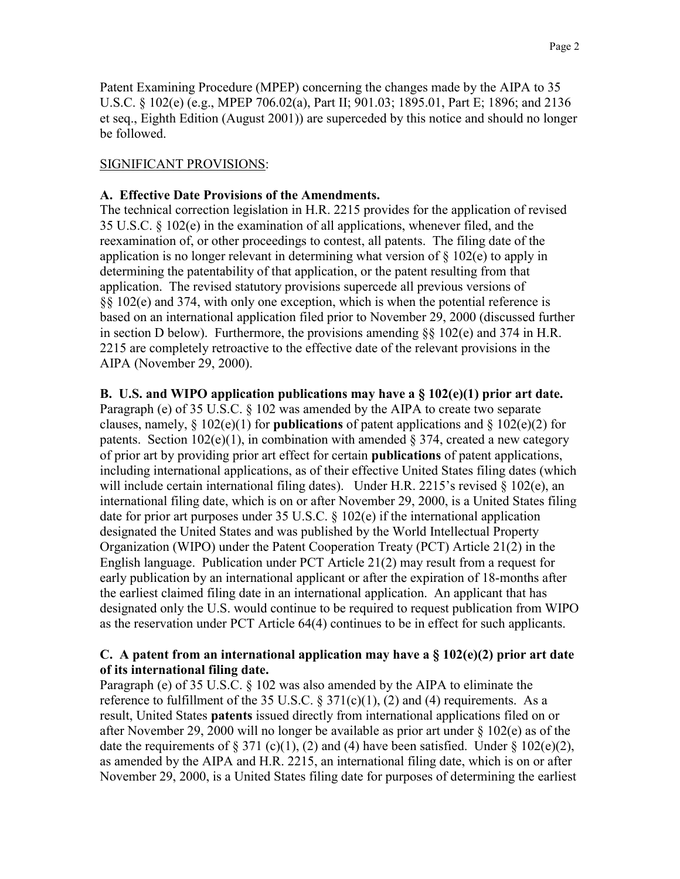Patent Examining Procedure (MPEP) concerning the changes made by the AIPA to 35 U.S.C. § 102(e) (e.g., MPEP 706.02(a), Part II; 901.03; 1895.01, Part E; 1896; and 2136 et seq., Eighth Edition (August 2001)) are superceded by this notice and should no longer be followed.

SIGNIFICANT PROVISIONS:

**A. Effective Date Provisions of the Amendments.**

The technical correction legislation in H.R. 2215 provides for the application of revised 35 U.S.C. § 102(e) in the examination of all applications, whenever filed, and the reexamination of, or other proceedings to contest, all patents. The filing date of the application is no longer relevant in determining what version of § 102(e) to apply in determining the patentability of that application, or the patent resulting from that application. The revised statutory provisions supercede all previous versions of §§ 102(e) and 374, with only one exception, which is when the potential reference is based on an international application filed prior to November 29, 2000 (discussed further in section D below). Furthermore, the provisions amending §§ 102(e) and 374 in H.R. 2215 are completely retroactive to the effective date of the relevant provisions in the AIPA (November 29, 2000).

**B. U.S. and WIPO application publications may have a § 102(e)(1) prior art date.**

Paragraph (e) of 35 U.S.C. § 102 was amended by the AIPA to create two separate clauses, namely, § 102(e)(1) for **publications** of patent applications and § 102(e)(2) for patents. Section 102(e)(1), in combination with amended § 374, created a new category of prior art by providing prior art effect for certain **publications** of patent applications, including international applications, as of their effective United States filing dates (which will include certain international filing dates). Under H.R. 2215's revised § 102(e), an international filing date, which is on or after November 29, 2000, is a United States filing date for prior art purposes under 35 U.S.C. § 102(e) if the international application designated the United States and was published by the World Intellectual Property Organization (WIPO) under the Patent Cooperation Treaty (PCT) Article 21(2) in the English language. Publication under PCT Article 21(2) may result from a request for early publication by an international applicant or after the expiration of 18-months after the earliest claimed filing date in an international application. An applicant that has designated only the U.S. would continue to be required to request publication from WIPO as the reservation under PCT Article 64(4) continues to be in effect for such applicants.

**C. A patent from an international application may have a § 102(e)(2) prior art date of its international filing date.**

Paragraph (e) of 35 U.S.C. § 102 was also amended by the AIPA to eliminate the reference to fulfillment of the 35 U.S.C. § 371(c)(1), (2) and (4) requirements. As a result, United States **patents** issued directly from international applications filed on or after November 29, 2000 will no longer be available as prior art under § 102(e) as of the date the requirements of § 371 (c)(1), (2) and (4) have been satisfied. Under § 102(e)(2), as amended by the AIPA and H.R. 2215, an international filing date, which is on or after November 29, 2000, is a United States filing date for purposes of determining the earliest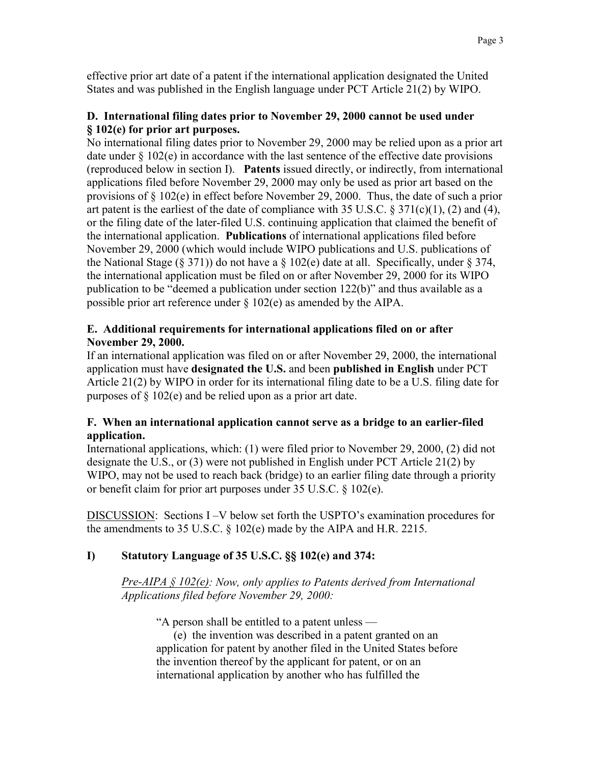effective prior art date of a patent if the international application designated the United States and was published in the English language under PCT Article 21(2) by WIPO.

### D. International filing dates prior to November 29, 2000 cannot be used under § 102(e) for prior art purposes.

No international filing dates prior to November 29, 2000 may be relied upon as a prior art date under § 102(e) in accordance with the last sentence of the effective date provisions (reproduced below in section I). **Patents** issued directly, or indirectly, from international applications filed before November 29, 2000 may only be used as prior art based on the provisions of § 102(e) in effect before November 29, 2000. Thus, the date of such a prior art patent is the earliest of the date of compliance with 35 U.S.C. § 371(c)(1), (2) and (4), or the filing date of the later-filed U.S. continuing application that claimed the benefit of the international application. **Publications** of international applications filed before November 29, 2000 (which would include WIPO publications and U.S. publications of the National Stage (§ 371)) do not have a § 102(e) date at all. Specifically, under § 374, the international application must be filed on or after November 29, 2000 for its WIPO publication to be "deemed a publication under section 122(b)" and thus available as a possible prior art reference under § 102(e) as amended by the AIPA.

### E. Additional requirements for international applications filed on or after November 29, 2000.

If an international application was filed on or after November 29, 2000, the international application must have **designated the U.S.** and been **published in English** under PCT Article 21(2) by WIPO in order for its international filing date to be a U.S. filing date for purposes of § 102(e) and be relied upon as a prior art date.

### F. When an international application cannot serve as a bridge to an earlier-filed application.

International applications, which: (1) were filed prior to November 29, 2000, (2) did not designate the U.S., or (3) were not published in English under PCT Article 21(2) by WIPO, may not be used to reach back (bridge) to an earlier filing date through a priority or benefit claim for prior art purposes under 35 U.S.C. § 102(e).

<u>DISCUSSION</u>: Sections I –V below set forth the USPTO's examination procedures for the amendments to 35 U.S.C. § 102(e) made by the AIPA and H.R. 2215.

## I) Statutory Language of 35 U.S.C. §§ 102(e) and 374:

*<u>Pre-AIPA § 102(e)</u>: Now, only applies to Patents derived from International Applications filed before November 29, 2000:*

> "A person shall be entitled to a patent unless —
>
> (e) the invention was described in a patent granted on an application for patent by another filed in the United States before the invention thereof by the applicant for patent, or on an international application by another who has fulfilled the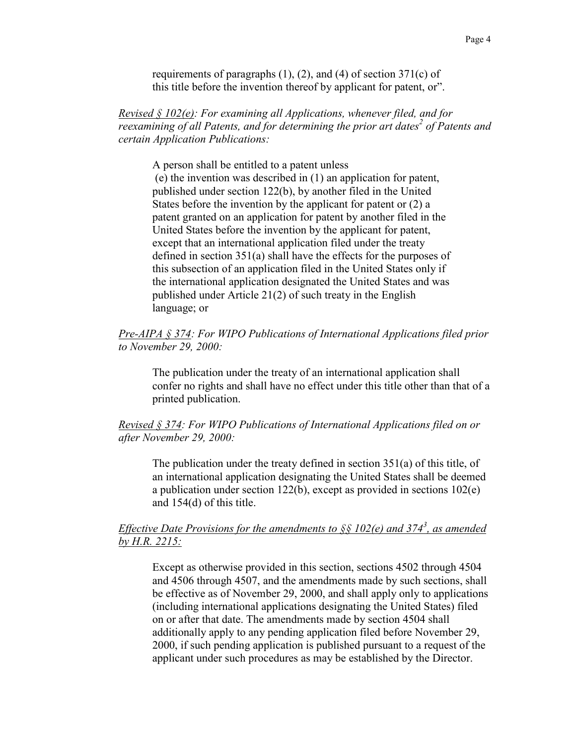requirements of paragraphs (1), (2), and (4) of section 371(c) of this title before the invention thereof by applicant for patent, or".

*Revised § 102(e): For examining all Applications, whenever filed, and for reexamining of all Patents, and for determining the prior art dates[2] of Patents and certain Application Publications:*

> A person shall be entitled to a patent unless
> (e) the invention was described in (1) an application for patent, published under section 122(b), by another filed in the United States before the invention by the applicant for patent or (2) a patent granted on an application for patent by another filed in the United States before the invention by the applicant for patent, except that an international application filed under the treaty defined in section 351(a) shall have the effects for the purposes of this subsection of an application filed in the United States only if the international application designated the United States and was published under Article 21(2) of such treaty in the English language; or

*Pre-AIPA § 374: For WIPO Publications of International Applications filed prior to November 29, 2000:*

> The publication under the treaty of an international application shall confer no rights and shall have no effect under this title other than that of a printed publication.

*Revised § 374: For WIPO Publications of International Applications filed on or after November 29, 2000:*

> The publication under the treaty defined in section 351(a) of this title, of an international application designating the United States shall be deemed a publication under section 122(b), except as provided in sections 102(e) and 154(d) of this title.

*Effective Date Provisions for the amendments to §§ 102(e) and 374[3], as amended by H.R. 2215:*

> Except as otherwise provided in this section, sections 4502 through 4504 and 4506 through 4507, and the amendments made by such sections, shall be effective as of November 29, 2000, and shall apply only to applications (including international applications designating the United States) filed on or after that date. The amendments made by section 4504 shall additionally apply to any pending application filed before November 29, 2000, if such pending application is published pursuant to a request of the applicant under such procedures as may be established by the Director.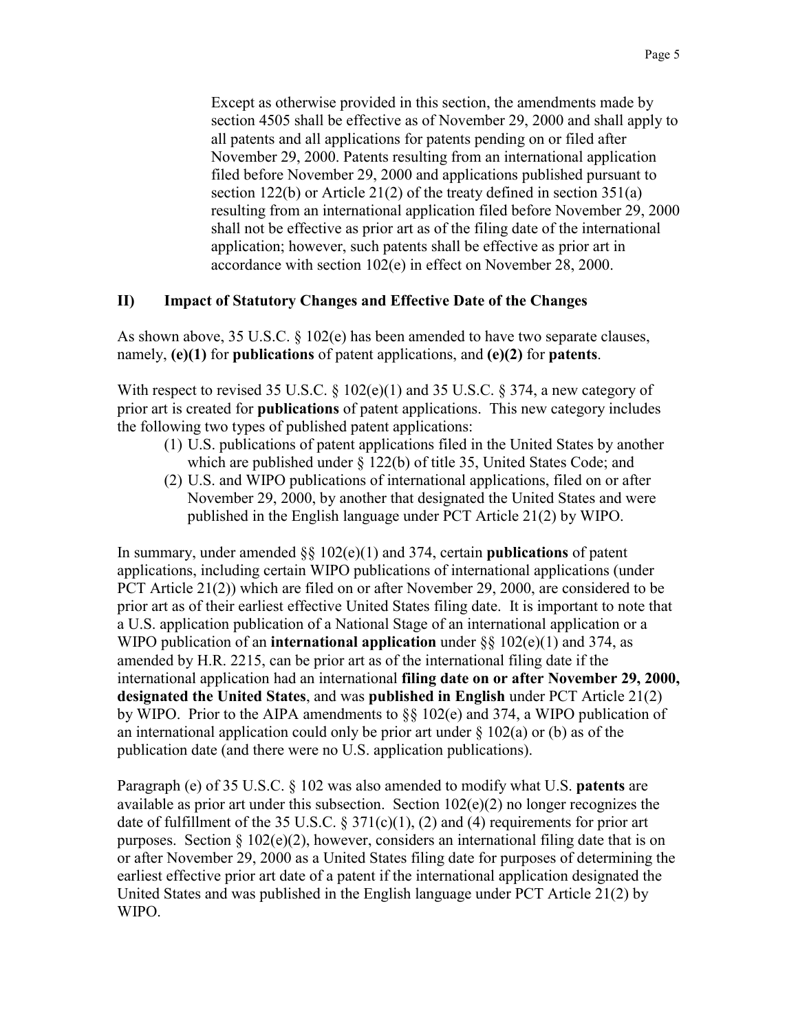> Except as otherwise provided in this section, the amendments made by section 4505 shall be effective as of November 29, 2000 and shall apply to all patents and all applications for patents pending on or filed after November 29, 2000. Patents resulting from an international application filed before November 29, 2000 and applications published pursuant to section 122(b) or Article 21(2) of the treaty defined in section 351(a) resulting from an international application filed before November 29, 2000 shall not be effective as prior art as of the filing date of the international application; however, such patents shall be effective as prior art in accordance with section 102(e) in effect on November 28, 2000.

## II) Impact of Statutory Changes and Effective Date of the Changes

As shown above, 35 U.S.C. § 102(e) has been amended to have two separate clauses, namely, **(e)(1)** for **publications** of patent applications, and **(e)(2)** for **patents**.

With respect to revised 35 U.S.C. § 102(e)(1) and 35 U.S.C. § 374, a new category of prior art is created for **publications** of patent applications. This new category includes the following two types of published patent applications:

(1) U.S. publications of patent applications filed in the United States by another which are published under § 122(b) of title 35, United States Code; and
(2) U.S. and WIPO publications of international applications, filed on or after November 29, 2000, by another that designated the United States and were published in the English language under PCT Article 21(2) by WIPO.

In summary, under amended §§ 102(e)(1) and 374, certain **publications** of patent applications, including certain WIPO publications of international applications (under PCT Article 21(2)) which are filed on or after November 29, 2000, are considered to be prior art as of their earliest effective United States filing date. It is important to note that a U.S. application publication of a National Stage of an international application or a WIPO publication of an **international application** under §§ 102(e)(1) and 374, as amended by H.R. 2215, can be prior art as of the international filing date if the international application had an international **filing date on or after November 29, 2000, designated the United States**, and was **published in English** under PCT Article 21(2) by WIPO. Prior to the AIPA amendments to §§ 102(e) and 374, a WIPO publication of an international application could only be prior art under § 102(a) or (b) as of the publication date (and there were no U.S. application publications).

Paragraph (e) of 35 U.S.C. § 102 was also amended to modify what U.S. **patents** are available as prior art under this subsection. Section 102(e)(2) no longer recognizes the date of fulfillment of the 35 U.S.C. § 371(c)(1), (2) and (4) requirements for prior art purposes. Section § 102(e)(2), however, considers an international filing date that is on or after November 29, 2000 as a United States filing date for purposes of determining the earliest effective prior art date of a patent if the international application designated the United States and was published in the English language under PCT Article 21(2) by WIPO.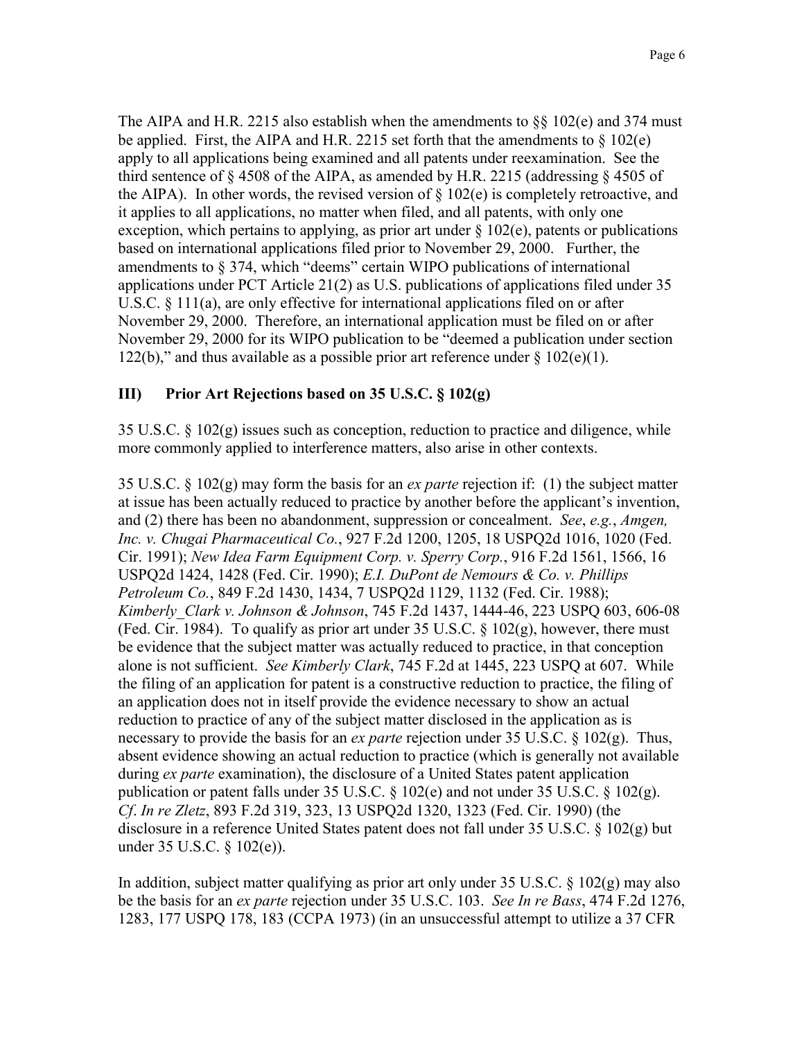The AIPA and H.R. 2215 also establish when the amendments to §§ 102(e) and 374 must be applied. First, the AIPA and H.R. 2215 set forth that the amendments to § 102(e) apply to all applications being examined and all patents under reexamination. See the third sentence of § 4508 of the AIPA, as amended by H.R. 2215 (addressing § 4505 of the AIPA). In other words, the revised version of § 102(e) is completely retroactive, and it applies to all applications, no matter when filed, and all patents, with only one exception, which pertains to applying, as prior art under § 102(e), patents or publications based on international applications filed prior to November 29, 2000. Further, the amendments to § 374, which "deems" certain WIPO publications of international applications under PCT Article 21(2) as U.S. publications of applications filed under 35 U.S.C. § 111(a), are only effective for international applications filed on or after November 29, 2000. Therefore, an international application must be filed on or after November 29, 2000 for its WIPO publication to be "deemed a publication under section 122(b)," and thus available as a possible prior art reference under § 102(e)(1).

### III) Prior Art Rejections based on 35 U.S.C. § 102(g)

35 U.S.C. § 102(g) issues such as conception, reduction to practice and diligence, while more commonly applied to interference matters, also arise in other contexts.

35 U.S.C. § 102(g) may form the basis for an *ex parte* rejection if: (1) the subject matter at issue has been actually reduced to practice by another before the applicant's invention, and (2) there has been no abandonment, suppression or concealment. *See*, *e.g.*, *Amgen, Inc. v. Chugai Pharmaceutical Co.*, 927 F.2d 1200, 1205, 18 USPQ2d 1016, 1020 (Fed. Cir. 1991); *New Idea Farm Equipment Corp. v. Sperry Corp.*, 916 F.2d 1561, 1566, 16 USPQ2d 1424, 1428 (Fed. Cir. 1990); *E.I. DuPont de Nemours & Co. v. Phillips Petroleum Co.*, 849 F.2d 1430, 1434, 7 USPQ2d 1129, 1132 (Fed. Cir. 1988); *Kimberly_Clark v. Johnson & Johnson*, 745 F.2d 1437, 1444-46, 223 USPQ 603, 606-08 (Fed. Cir. 1984). To qualify as prior art under 35 U.S.C. § 102(g), however, there must be evidence that the subject matter was actually reduced to practice, in that conception alone is not sufficient. *See Kimberly Clark*, 745 F.2d at 1445, 223 USPQ at 607. While the filing of an application for patent is a constructive reduction to practice, the filing of an application does not in itself provide the evidence necessary to show an actual reduction to practice of any of the subject matter disclosed in the application as is necessary to provide the basis for an *ex parte* rejection under 35 U.S.C. § 102(g). Thus, absent evidence showing an actual reduction to practice (which is generally not available during *ex parte* examination), the disclosure of a United States patent application publication or patent falls under 35 U.S.C. § 102(e) and not under 35 U.S.C. § 102(g). *Cf*. *In re Zletz*, 893 F.2d 319, 323, 13 USPQ2d 1320, 1323 (Fed. Cir. 1990) (the disclosure in a reference United States patent does not fall under 35 U.S.C. § 102(g) but under 35 U.S.C. § 102(e)).

In addition, subject matter qualifying as prior art only under 35 U.S.C. § 102(g) may also be the basis for an *ex parte* rejection under 35 U.S.C. 103. *See In re Bass*, 474 F.2d 1276, 1283, 177 USPQ 178, 183 (CCPA 1973) (in an unsuccessful attempt to utilize a 37 CFR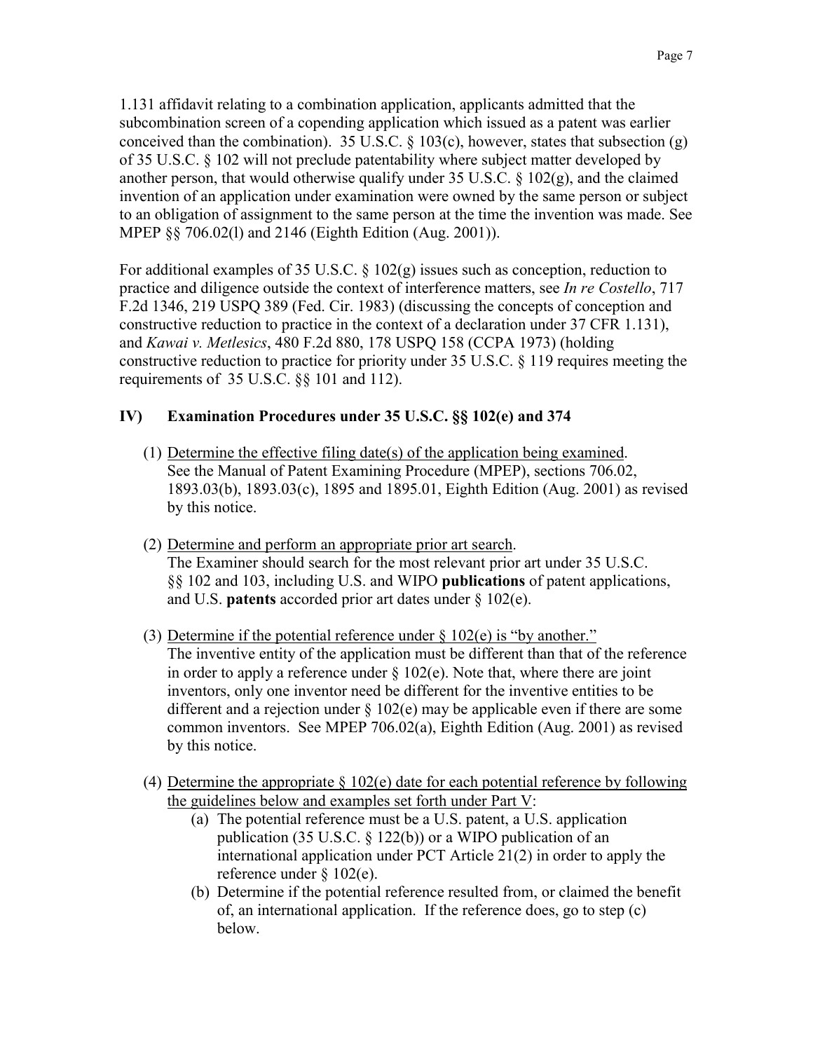1.131 affidavit relating to a combination application, applicants admitted that the subcombination screen of a copending application which issued as a patent was earlier conceived than the combination). 35 U.S.C. § 103(c), however, states that subsection (g) of 35 U.S.C. § 102 will not preclude patentability where subject matter developed by another person, that would otherwise qualify under 35 U.S.C. § 102(g), and the claimed invention of an application under examination were owned by the same person or subject to an obligation of assignment to the same person at the time the invention was made. See MPEP §§ 706.02(l) and 2146 (Eighth Edition (Aug. 2001)).

For additional examples of 35 U.S.C. § 102(g) issues such as conception, reduction to practice and diligence outside the context of interference matters, see *In re Costello*, 717 F.2d 1346, 219 USPQ 389 (Fed. Cir. 1983) (discussing the concepts of conception and constructive reduction to practice in the context of a declaration under 37 CFR 1.131), and *Kawai v. Metlesics*, 480 F.2d 880, 178 USPQ 158 (CCPA 1973) (holding constructive reduction to practice for priority under 35 U.S.C. § 119 requires meeting the requirements of 35 U.S.C. §§ 101 and 112).

## IV) Examination Procedures under 35 U.S.C. §§ 102(e) and 374

(1) <u>Determine the effective filing date(s) of the application being examined</u>.
See the Manual of Patent Examining Procedure (MPEP), sections 706.02, 1893.03(b), 1893.03(c), 1895 and 1895.01, Eighth Edition (Aug. 2001) as revised by this notice.

(2) <u>Determine and perform an appropriate prior art search</u>.
The Examiner should search for the most relevant prior art under 35 U.S.C. §§ 102 and 103, including U.S. and WIPO **publications** of patent applications, and U.S. **patents** accorded prior art dates under § 102(e).

(3) <u>Determine if the potential reference under § 102(e) is "by another."</u>
The inventive entity of the application must be different than that of the reference in order to apply a reference under § 102(e). Note that, where there are joint inventors, only one inventor need be different for the inventive entities to be different and a rejection under § 102(e) may be applicable even if there are some common inventors. See MPEP 706.02(a), Eighth Edition (Aug. 2001) as revised by this notice.

(4) <u>Determine the appropriate § 102(e) date for each potential reference by following the guidelines below and examples set forth under Part V</u>:
   - (a) The potential reference must be a U.S. patent, a U.S. application publication (35 U.S.C. § 122(b)) or a WIPO publication of an international application under PCT Article 21(2) in order to apply the reference under § 102(e).
   - (b) Determine if the potential reference resulted from, or claimed the benefit of, an international application. If the reference does, go to step (c) below.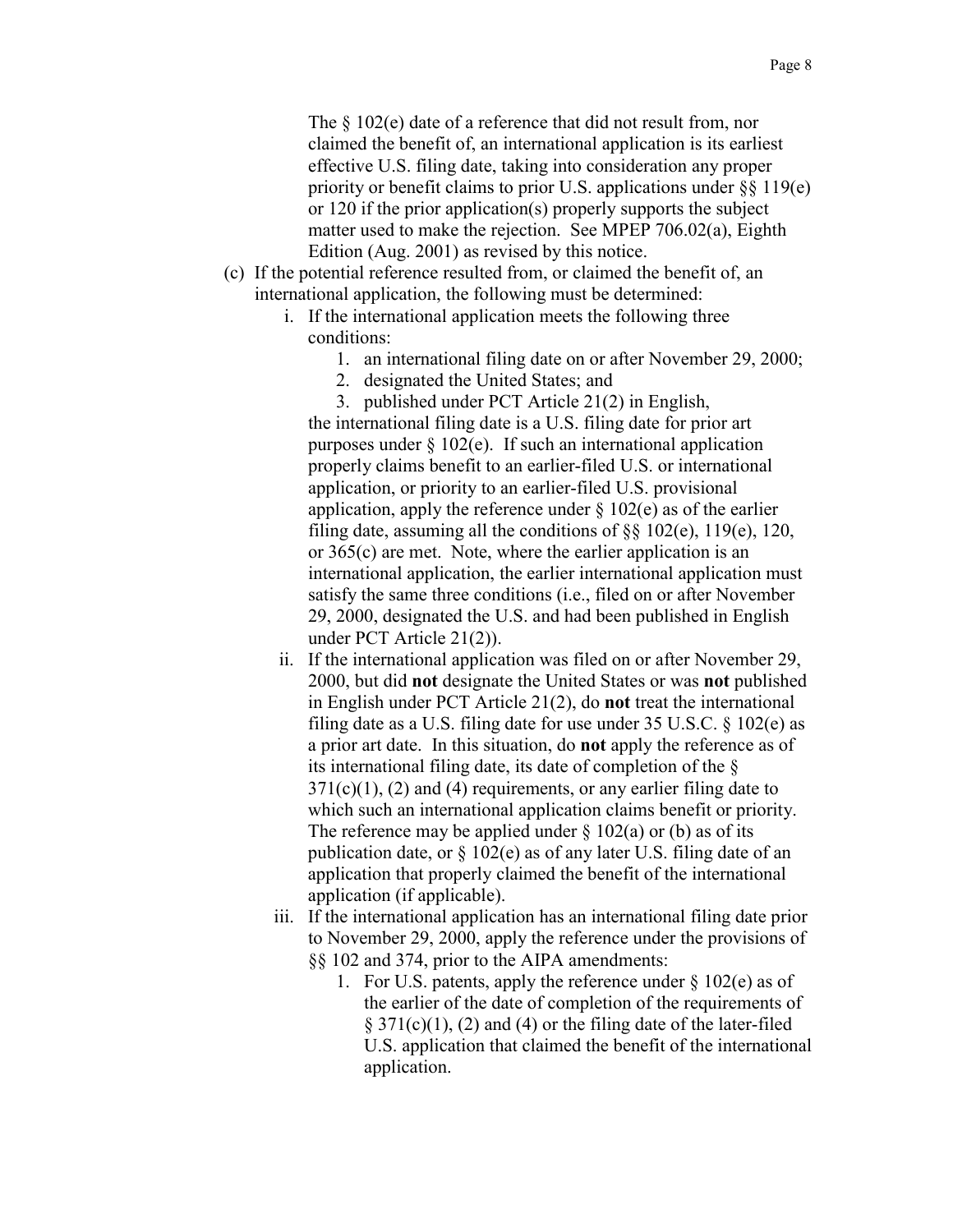The § 102(e) date of a reference that did not result from, nor claimed the benefit of, an international application is its earliest effective U.S. filing date, taking into consideration any proper priority or benefit claims to prior U.S. applications under §§ 119(e) or 120 if the prior application(s) properly supports the subject matter used to make the rejection. See MPEP 706.02(a), Eighth Edition (Aug. 2001) as revised by this notice.

(c) If the potential reference resulted from, or claimed the benefit of, an international application, the following must be determined:

   i. If the international application meets the following three conditions:

      1. an international filing date on or after November 29, 2000;
      2. designated the United States; and
      3. published under PCT Article 21(2) in English,

      the international filing date is a U.S. filing date for prior art purposes under § 102(e). If such an international application properly claims benefit to an earlier-filed U.S. or international application, or priority to an earlier-filed U.S. provisional application, apply the reference under § 102(e) as of the earlier filing date, assuming all the conditions of §§ 102(e), 119(e), 120, or 365(c) are met. Note, where the earlier application is an international application, the earlier international application must satisfy the same three conditions (i.e., filed on or after November 29, 2000, designated the U.S. and had been published in English under PCT Article 21(2)).

   ii. If the international application was filed on or after November 29, 2000, but did **not** designate the United States or was **not** published in English under PCT Article 21(2), do **not** treat the international filing date as a U.S. filing date for use under 35 U.S.C. § 102(e) as a prior art date. In this situation, do **not** apply the reference as of its international filing date, its date of completion of the § 371(c)(1), (2) and (4) requirements, or any earlier filing date to which such an international application claims benefit or priority. The reference may be applied under § 102(a) or (b) as of its publication date, or § 102(e) as of any later U.S. filing date of an application that properly claimed the benefit of the international application (if applicable).

   iii. If the international application has an international filing date prior to November 29, 2000, apply the reference under the provisions of §§ 102 and 374, prior to the AIPA amendments:

      1. For U.S. patents, apply the reference under § 102(e) as of the earlier of the date of completion of the requirements of § 371(c)(1), (2) and (4) or the filing date of the later-filed U.S. application that claimed the benefit of the international application.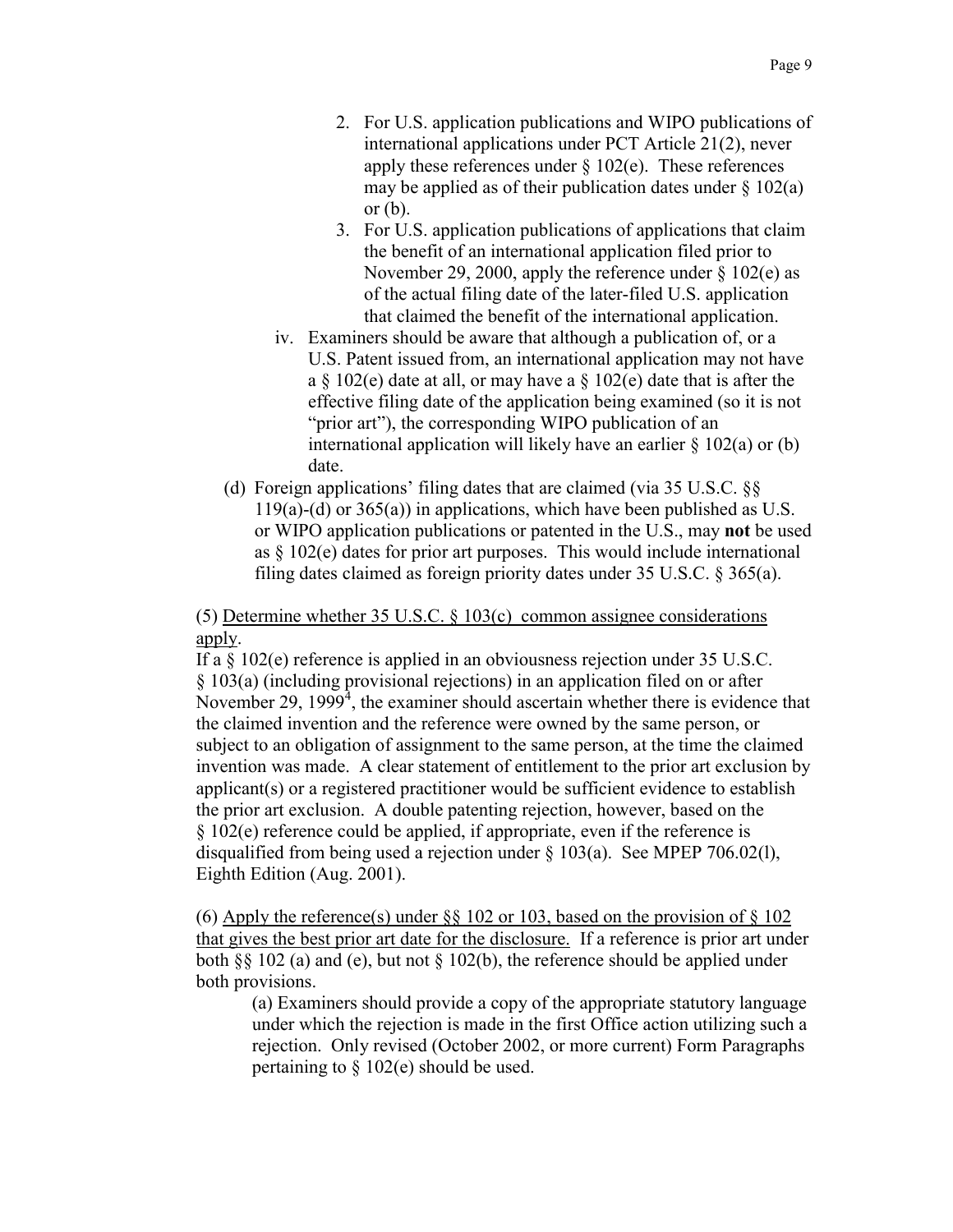2. For U.S. application publications and WIPO publications of international applications under PCT Article 21(2), never apply these references under § 102(e). These references may be applied as of their publication dates under § 102(a) or (b).
3. For U.S. application publications of applications that claim the benefit of an international application filed prior to November 29, 2000, apply the reference under § 102(e) as of the actual filing date of the later-filed U.S. application that claimed the benefit of the international application.

iv. Examiners should be aware that although a publication of, or a U.S. Patent issued from, an international application may not have a § 102(e) date at all, or may have a § 102(e) date that is after the effective filing date of the application being examined (so it is not "prior art"), the corresponding WIPO publication of an international application will likely have an earlier § 102(a) or (b) date.

(d) Foreign applications' filing dates that are claimed (via 35 U.S.C. §§ 119(a)-(d) or 365(a)) in applications, which have been published as U.S. or WIPO application publications or patented in the U.S., may **not** be used as § 102(e) dates for prior art purposes. This would include international filing dates claimed as foreign priority dates under 35 U.S.C. § 365(a).

(5) <u>Determine whether 35 U.S.C. § 103(c) common assignee considerations apply</u>.

If a § 102(e) reference is applied in an obviousness rejection under 35 U.S.C. § 103(a) (including provisional rejections) in an application filed on or after November 29, 1999[4], the examiner should ascertain whether there is evidence that the claimed invention and the reference were owned by the same person, or subject to an obligation of assignment to the same person, at the time the claimed invention was made. A clear statement of entitlement to the prior art exclusion by applicant(s) or a registered practitioner would be sufficient evidence to establish the prior art exclusion. A double patenting rejection, however, based on the § 102(e) reference could be applied, if appropriate, even if the reference is disqualified from being used a rejection under § 103(a). See MPEP 706.02(l), Eighth Edition (Aug. 2001).

(6) <u>Apply the reference(s) under §§ 102 or 103, based on the provision of § 102 that gives the best prior art date for the disclosure.</u> If a reference is prior art under both §§ 102 (a) and (e), but not § 102(b), the reference should be applied under both provisions.

(a) Examiners should provide a copy of the appropriate statutory language under which the rejection is made in the first Office action utilizing such a rejection. Only revised (October 2002, or more current) Form Paragraphs pertaining to § 102(e) should be used.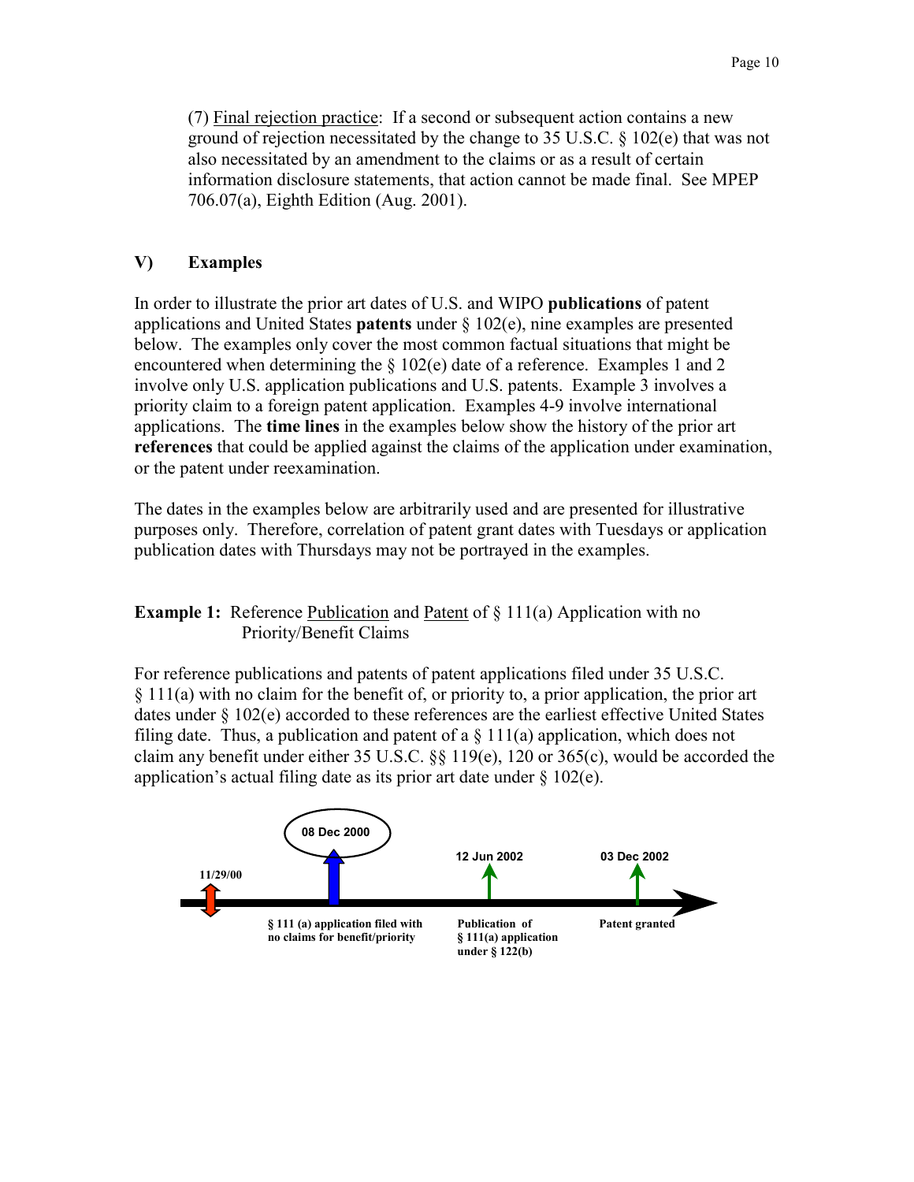(7) Final rejection practice: If a second or subsequent action contains a new ground of rejection necessitated by the change to 35 U.S.C. § 102(e) that was not also necessitated by an amendment to the claims or as a result of certain information disclosure statements, that action cannot be made final. See MPEP 706.07(a), Eighth Edition (Aug. 2001).

## V) Examples

In order to illustrate the prior art dates of U.S. and WIPO **publications** of patent applications and United States **patents** under § 102(e), nine examples are presented below. The examples only cover the most common factual situations that might be encountered when determining the § 102(e) date of a reference. Examples 1 and 2 involve only U.S. application publications and U.S. patents. Example 3 involves a priority claim to a foreign patent application. Examples 4-9 involve international applications. The **time lines** in the examples below show the history of the prior art **references** that could be applied against the claims of the application under examination, or the patent under reexamination.

The dates in the examples below are arbitrarily used and are presented for illustrative purposes only. Therefore, correlation of patent grant dates with Tuesdays or application publication dates with Thursdays may not be portrayed in the examples.

**Example 1:** Reference Publication and Patent of § 111(a) Application with no Priority/Benefit Claims

For reference publications and patents of patent applications filed under 35 U.S.C. § 111(a) with no claim for the benefit of, or priority to, a prior application, the prior art dates under § 102(e) accorded to these references are the earliest effective United States filing date. Thus, a publication and patent of a § 111(a) application, which does not claim any benefit under either 35 U.S.C. §§ 119(e), 120 or 365(c), would be accorded the application's actual filing date as its prior art date under § 102(e).

- 11/29/00
- 08 Dec 2000 — **§ 111 (a) application filed with no claims for benefit/priority**
- 12 Jun 2002 — **Publication of § 111(a) application under § 122(b)**
- 03 Dec 2002 — **Patent granted**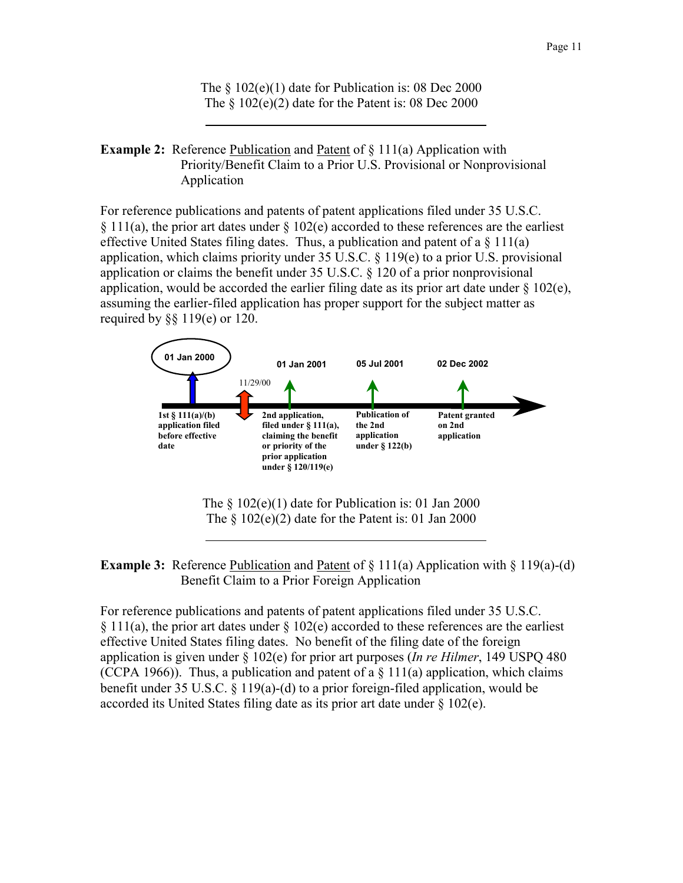The § 102(e)(1) date for Publication is: 08 Dec 2000
The § 102(e)(2) date for the Patent is: 08 Dec 2000

---

**Example 2:** Reference <u>Publication</u> and <u>Patent</u> of § 111(a) Application with Priority/Benefit Claim to a Prior U.S. Provisional or Nonprovisional Application

For reference publications and patents of patent applications filed under 35 U.S.C. § 111(a), the prior art dates under § 102(e) accorded to these references are the earliest effective United States filing dates. Thus, a publication and patent of a § 111(a) application, which claims priority under 35 U.S.C. § 119(e) to a prior U.S. provisional application or claims the benefit under 35 U.S.C. § 120 of a prior nonprovisional application, would be accorded the earlier filing date as its prior art date under § 102(e), assuming the earlier-filed application has proper support for the subject matter as required by §§ 119(e) or 120.

**01 Jan 2000** — **1st § 111(a)/(b) application filed before effective date**

11/29/00

**01 Jan 2001** — **2nd application, filed under § 111(a), claiming the benefit or priority of the prior application under § 120/119(e)**

**05 Jul 2001** — **Publication of the 2nd application under § 122(b)**

**02 Dec 2002** — **Patent granted on 2nd application**

The § 102(e)(1) date for Publication is: 01 Jan 2000
The § 102(e)(2) date for the Patent is: 01 Jan 2000

---

**Example 3:** Reference <u>Publication</u> and <u>Patent</u> of § 111(a) Application with § 119(a)-(d) Benefit Claim to a Prior Foreign Application

For reference publications and patents of patent applications filed under 35 U.S.C. § 111(a), the prior art dates under § 102(e) accorded to these references are the earliest effective United States filing dates. No benefit of the filing date of the foreign application is given under § 102(e) for prior art purposes (*In re Hilmer*, 149 USPQ 480 (CCPA 1966)). Thus, a publication and patent of a § 111(a) application, which claims benefit under 35 U.S.C. § 119(a)-(d) to a prior foreign-filed application, would be accorded its United States filing date as its prior art date under § 102(e).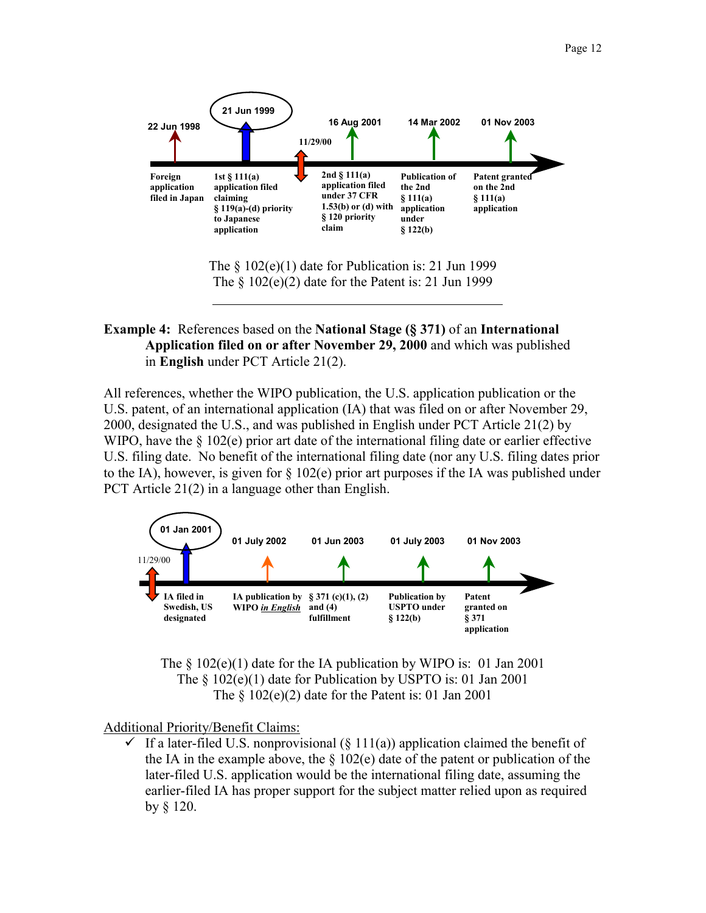22 Jun 1998

21 Jun 1999

11/29/00

16 Aug 2001

14 Mar 2002

01 Nov 2003

Foreign application filed in Japan

1st § 111(a) application filed claiming § 119(a)-(d) priority to Japanese application

2nd § 111(a) application filed under 37 CFR 1.53(b) or (d) with § 120 priority claim

Publication of the 2nd § 111(a) application under § 122(b)

Patent granted on the 2nd § 111(a) application

The § 102(e)(1) date for Publication is: 21 Jun 1999
The § 102(e)(2) date for the Patent is: 21 Jun 1999

---

**Example 4:** References based on the **National Stage (§ 371)** of an **International Application filed on or after November 29, 2000** and which was published in **English** under PCT Article 21(2).

All references, whether the WIPO publication, the U.S. application publication or the U.S. patent, of an international application (IA) that was filed on or after November 29, 2000, designated the U.S., and was published in English under PCT Article 21(2) by WIPO, have the § 102(e) prior art date of the international filing date or earlier effective U.S. filing date. No benefit of the international filing date (nor any U.S. filing dates prior to the IA), however, is given for § 102(e) prior art purposes if the IA was published under PCT Article 21(2) in a language other than English.

11/29/00

01 Jan 2001

01 July 2002

01 Jun 2003

01 July 2003

01 Nov 2003

IA filed in Swedish, US designated

IA publication by WIPO *in English*

§ 371 (c)(1), (2) and (4) fulfillment

Publication by USPTO under § 122(b)

Patent granted on § 371 application

The § 102(e)(1) date for the IA publication by WIPO is: 01 Jan 2001
The § 102(e)(1) date for Publication by USPTO is: 01 Jan 2001
The § 102(e)(2) date for the Patent is: 01 Jan 2001

Additional Priority/Benefit Claims:

- ✓ If a later-filed U.S. nonprovisional (§ 111(a)) application claimed the benefit of the IA in the example above, the § 102(e) date of the patent or publication of the later-filed U.S. application would be the international filing date, assuming the earlier-filed IA has proper support for the subject matter relied upon as required by § 120.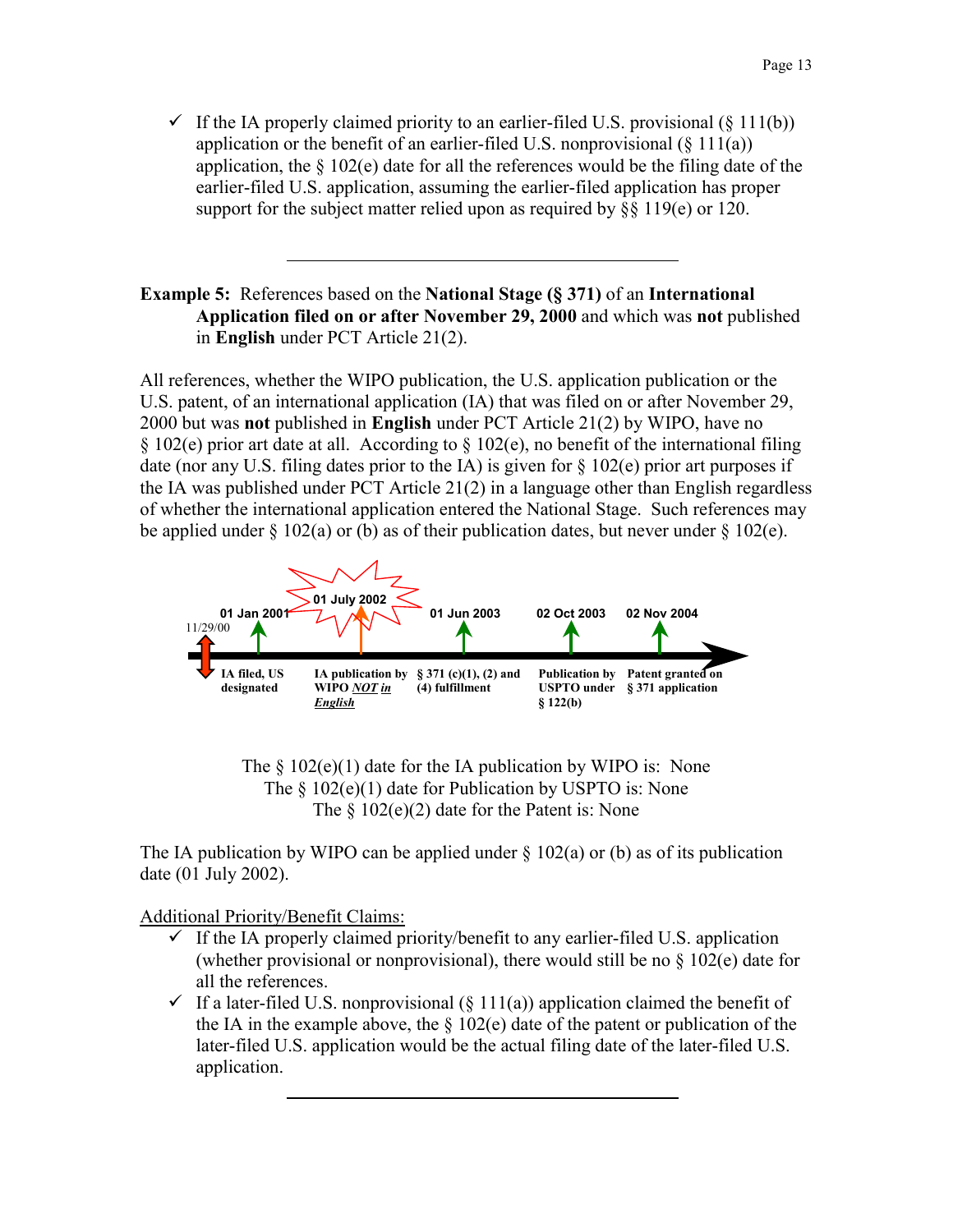- ✓ If the IA properly claimed priority to an earlier-filed U.S. provisional (§ 111(b)) application or the benefit of an earlier-filed U.S. nonprovisional (§ 111(a)) application, the § 102(e) date for all the references would be the filing date of the earlier-filed U.S. application, assuming the earlier-filed application has proper support for the subject matter relied upon as required by §§ 119(e) or 120.

---

**Example 5:** References based on the **National Stage (§ 371)** of an **International Application filed on or after November 29, 2000** and which was **not** published in **English** under PCT Article 21(2).

All references, whether the WIPO publication, the U.S. application publication or the U.S. patent, of an international application (IA) that was filed on or after November 29, 2000 but was **not** published in **English** under PCT Article 21(2) by WIPO, have no § 102(e) prior art date at all. According to § 102(e), no benefit of the international filing date (nor any U.S. filing dates prior to the IA) is given for § 102(e) prior art purposes if the IA was published under PCT Article 21(2) in a language other than English regardless of whether the international application entered the National Stage. Such references may be applied under § 102(a) or (b) as of their publication dates, but never under § 102(e).

11/29/00

**01 Jan 2001** — **IA filed, US designated**

**01 July 2002** — **IA publication by WIPO *NOT in English***

**01 Jun 2003** — **§ 371 (c)(1), (2) and (4) fulfillment**

**02 Oct 2003** — **Publication by USPTO under § 122(b)**

**02 Nov 2004** — **Patent granted on § 371 application**

The § 102(e)(1) date for the IA publication by WIPO is: None
The § 102(e)(1) date for Publication by USPTO is: None
The § 102(e)(2) date for the Patent is: None

The IA publication by WIPO can be applied under § 102(a) or (b) as of its publication date (01 July 2002).

<u>Additional Priority/Benefit Claims:</u>

- ✓ If the IA properly claimed priority/benefit to any earlier-filed U.S. application (whether provisional or nonprovisional), there would still be no § 102(e) date for all the references.
- ✓ If a later-filed U.S. nonprovisional (§ 111(a)) application claimed the benefit of the IA in the example above, the § 102(e) date of the patent or publication of the later-filed U.S. application would be the actual filing date of the later-filed U.S. application.

---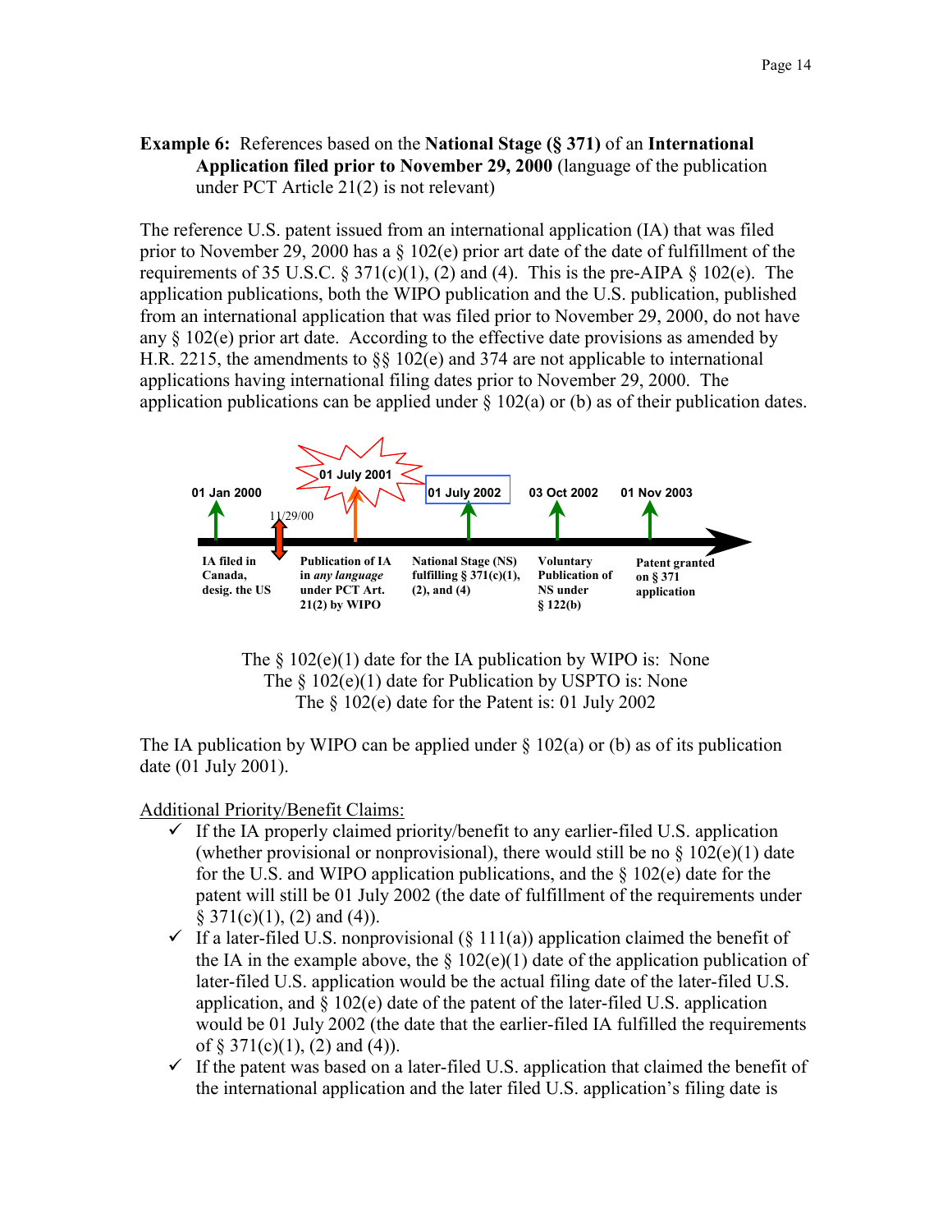**Example 6:** References based on the **National Stage (§ 371)** of an **International Application filed prior to November 29, 2000** (language of the publication under PCT Article 21(2) is not relevant)

The reference U.S. patent issued from an international application (IA) that was filed prior to November 29, 2000 has a § 102(e) prior art date of the date of fulfillment of the requirements of 35 U.S.C. § 371(c)(1), (2) and (4). This is the pre-AIPA § 102(e). The application publications, both the WIPO publication and the U.S. publication, published from an international application that was filed prior to November 29, 2000, do not have any § 102(e) prior art date. According to the effective date provisions as amended by H.R. 2215, the amendments to §§ 102(e) and 374 are not applicable to international applications having international filing dates prior to November 29, 2000. The application publications can be applied under § 102(a) or (b) as of their publication dates.

| 01 Jan 2000 | 11/29/00 | 01 July 2001 | 01 July 2002 | 03 Oct 2002 | 01 Nov 2003 |
|---|---|---|---|---|---|
| IA filed in Canada, desig. the US | | Publication of IA in *any language* under PCT Art. 21(2) by WIPO | National Stage (NS) fulfilling § 371(c)(1), (2), and (4) | Voluntary Publication of NS under § 122(b) | Patent granted on § 371 application |

The § 102(e)(1) date for the IA publication by WIPO is: None
The § 102(e)(1) date for Publication by USPTO is: None
The § 102(e) date for the Patent is: 01 July 2002

The IA publication by WIPO can be applied under § 102(a) or (b) as of its publication date (01 July 2001).

Additional Priority/Benefit Claims:

- ✓ If the IA properly claimed priority/benefit to any earlier-filed U.S. application (whether provisional or nonprovisional), there would still be no § 102(e)(1) date for the U.S. and WIPO application publications, and the § 102(e) date for the patent will still be 01 July 2002 (the date of fulfillment of the requirements under § 371(c)(1), (2) and (4)).
- ✓ If a later-filed U.S. nonprovisional (§ 111(a)) application claimed the benefit of the IA in the example above, the § 102(e)(1) date of the application publication of later-filed U.S. application would be the actual filing date of the later-filed U.S. application, and § 102(e) date of the patent of the later-filed U.S. application would be 01 July 2002 (the date that the earlier-filed IA fulfilled the requirements of § 371(c)(1), (2) and (4)).
- ✓ If the patent was based on a later-filed U.S. application that claimed the benefit of the international application and the later filed U.S. application's filing date is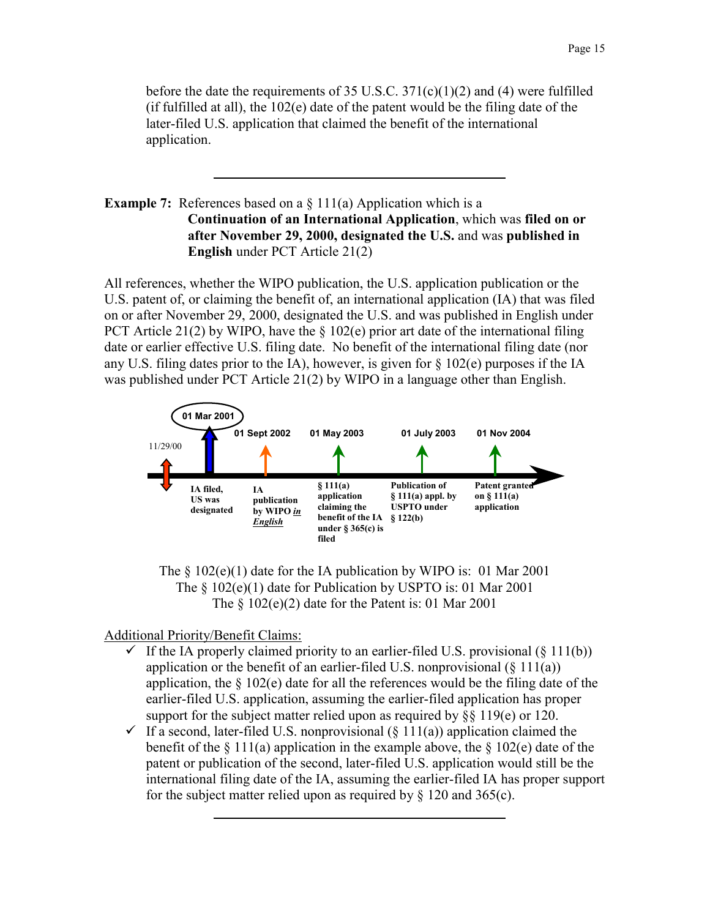before the date the requirements of 35 U.S.C. 371(c)(1)(2) and (4) were fulfilled (if fulfilled at all), the 102(e) date of the patent would be the filing date of the later-filed U.S. application that claimed the benefit of the international application.

---

**Example 7:** References based on a § 111(a) Application which is a **Continuation of an International Application**, which was **filed on or after November 29, 2000, designated the U.S.** and was **published in English** under PCT Article 21(2)

All references, whether the WIPO publication, the U.S. application publication or the U.S. patent of, or claiming the benefit of, an international application (IA) that was filed on or after November 29, 2000, designated the U.S. and was published in English under PCT Article 21(2) by WIPO, have the § 102(e) prior art date of the international filing date or earlier effective U.S. filing date. No benefit of the international filing date (nor any U.S. filing dates prior to the IA), however, is given for § 102(e) purposes if the IA was published under PCT Article 21(2) by WIPO in a language other than English.

11/29/00

01 Mar 2001 — IA filed, US was designated

01 Sept 2002 — IA publication by WIPO *in English*

01 May 2003 — § 111(a) application claiming the benefit of the IA under § 365(c) is filed

01 July 2003 — Publication of § 111(a) appl. by USPTO under § 122(b)

01 Nov 2004 — Patent granted on § 111(a) application

The § 102(e)(1) date for the IA publication by WIPO is: 01 Mar 2001
The § 102(e)(1) date for Publication by USPTO is: 01 Mar 2001
The § 102(e)(2) date for the Patent is: 01 Mar 2001

Additional Priority/Benefit Claims:

- ✓ If the IA properly claimed priority to an earlier-filed U.S. provisional (§ 111(b)) application or the benefit of an earlier-filed U.S. nonprovisional (§ 111(a)) application, the § 102(e) date for all the references would be the filing date of the earlier-filed U.S. application, assuming the earlier-filed application has proper support for the subject matter relied upon as required by §§ 119(e) or 120.
- ✓ If a second, later-filed U.S. nonprovisional (§ 111(a)) application claimed the benefit of the § 111(a) application in the example above, the § 102(e) date of the patent or publication of the second, later-filed U.S. application would still be the international filing date of the IA, assuming the earlier-filed IA has proper support for the subject matter relied upon as required by § 120 and 365(c).

---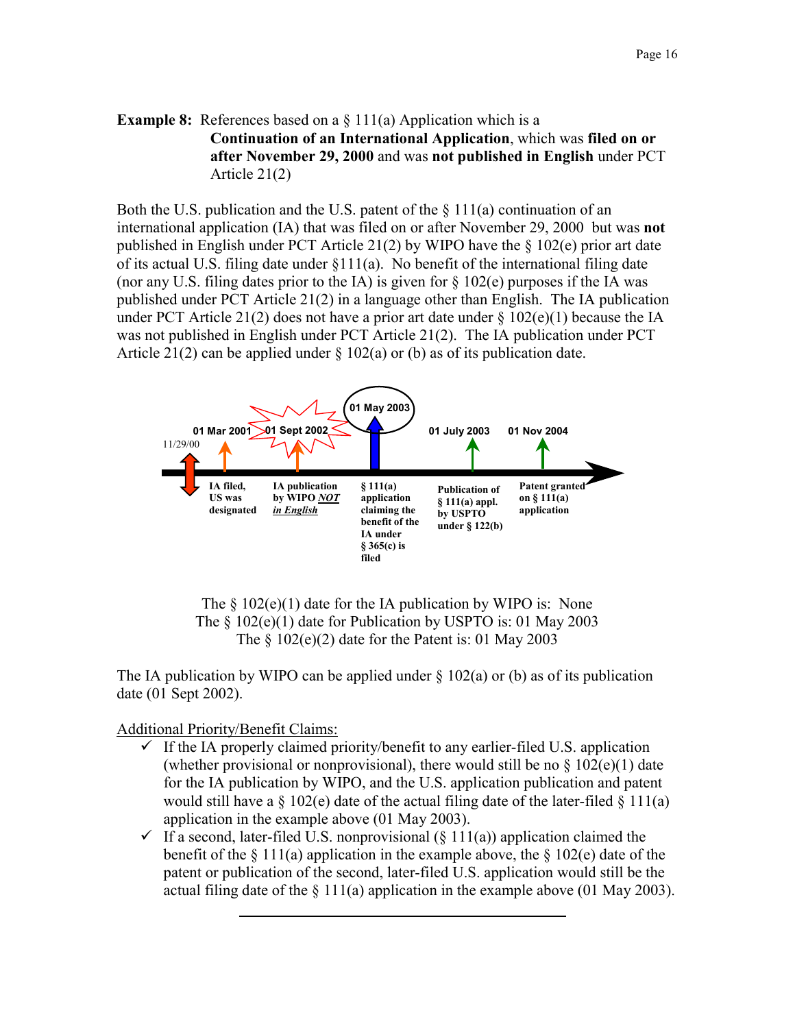**Example 8:** References based on a § 111(a) Application which is a **Continuation of an International Application**, which was **filed on or after November 29, 2000** and was **not published in English** under PCT Article 21(2)

Both the U.S. publication and the U.S. patent of the § 111(a) continuation of an international application (IA) that was filed on or after November 29, 2000 but was **not** published in English under PCT Article 21(2) by WIPO have the § 102(e) prior art date of its actual U.S. filing date under §111(a). No benefit of the international filing date (nor any U.S. filing dates prior to the IA) is given for § 102(e) purposes if the IA was published under PCT Article 21(2) in a language other than English. The IA publication under PCT Article 21(2) does not have a prior art date under § 102(e)(1) because the IA was not published in English under PCT Article 21(2). The IA publication under PCT Article 21(2) can be applied under § 102(a) or (b) as of its publication date.

11/29/00

01 Mar 2001 — IA filed, US was designated

01 Sept 2002 — IA publication by WIPO ***NOT in English***

01 May 2003 — § 111(a) application claiming the benefit of the IA under § 365(c) is filed

01 July 2003 — Publication of § 111(a) appl. by USPTO under § 122(b)

01 Nov 2004 — Patent granted on § 111(a) application

The § 102(e)(1) date for the IA publication by WIPO is: None
The § 102(e)(1) date for Publication by USPTO is: 01 May 2003
The § 102(e)(2) date for the Patent is: 01 May 2003

The IA publication by WIPO can be applied under § 102(a) or (b) as of its publication date (01 Sept 2002).

Additional Priority/Benefit Claims:

- ✓ If the IA properly claimed priority/benefit to any earlier-filed U.S. application (whether provisional or nonprovisional), there would still be no § 102(e)(1) date for the IA publication by WIPO, and the U.S. application publication and patent would still have a § 102(e) date of the actual filing date of the later-filed § 111(a) application in the example above (01 May 2003).
- ✓ If a second, later-filed U.S. nonprovisional (§ 111(a)) application claimed the benefit of the § 111(a) application in the example above, the § 102(e) date of the patent or publication of the second, later-filed U.S. application would still be the actual filing date of the § 111(a) application in the example above (01 May 2003).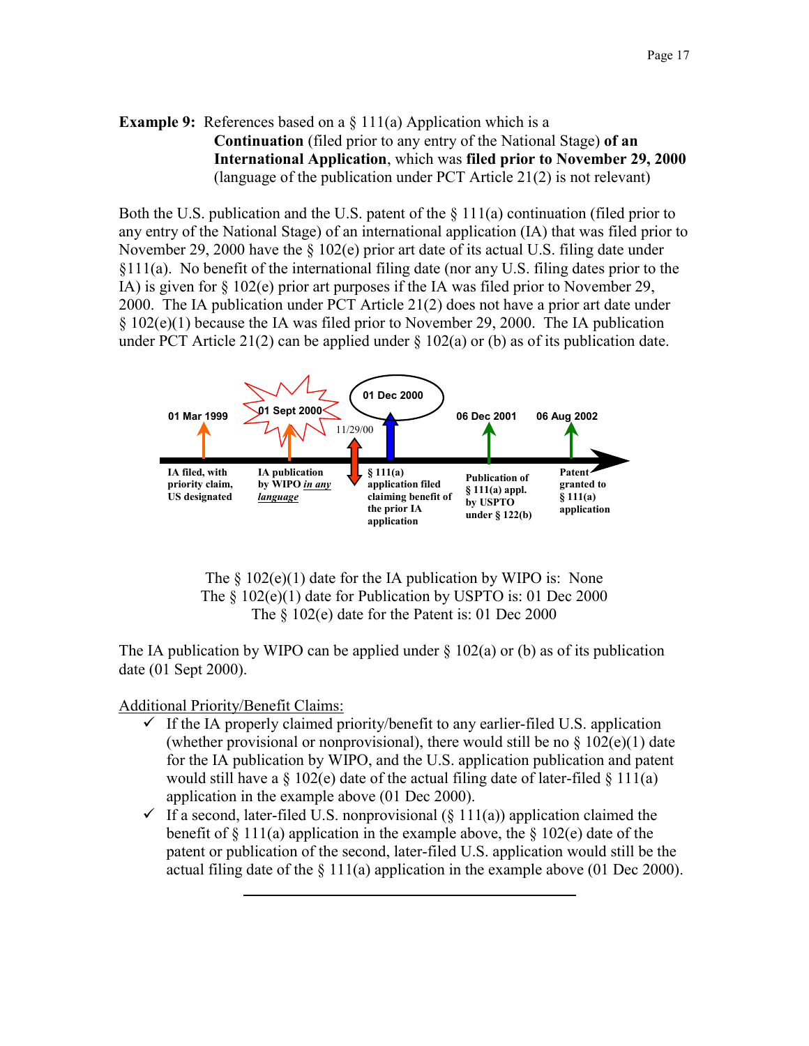**Example 9:** References based on a § 111(a) Application which is a **Continuation** (filed prior to any entry of the National Stage) **of an International Application**, which was **filed prior to November 29, 2000** (language of the publication under PCT Article 21(2) is not relevant)

Both the U.S. publication and the U.S. patent of the § 111(a) continuation (filed prior to any entry of the National Stage) of an international application (IA) that was filed prior to November 29, 2000 have the § 102(e) prior art date of its actual U.S. filing date under §111(a). No benefit of the international filing date (nor any U.S. filing dates prior to the IA) is given for § 102(e) prior art purposes if the IA was filed prior to November 29, 2000. The IA publication under PCT Article 21(2) does not have a prior art date under § 102(e)(1) because the IA was filed prior to November 29, 2000. The IA publication under PCT Article 21(2) can be applied under § 102(a) or (b) as of its publication date.

- **01 Mar 1999** – IA filed, with priority claim, US designated
- **01 Sept 2000** – IA publication by WIPO ***in any language***
- 11/29/00
- **01 Dec 2000** – § 111(a) application filed claiming benefit of the prior IA application
- **06 Dec 2001** – Publication of § 111(a) appl. by USPTO under § 122(b)
- **06 Aug 2002** – Patent granted to § 111(a) application

The § 102(e)(1) date for the IA publication by WIPO is: None
The § 102(e)(1) date for Publication by USPTO is: 01 Dec 2000
The § 102(e) date for the Patent is: 01 Dec 2000

The IA publication by WIPO can be applied under § 102(a) or (b) as of its publication date (01 Sept 2000).

Additional Priority/Benefit Claims:

- ✓ If the IA properly claimed priority/benefit to any earlier-filed U.S. application (whether provisional or nonprovisional), there would still be no § 102(e)(1) date for the IA publication by WIPO, and the U.S. application publication and patent would still have a § 102(e) date of the actual filing date of later-filed § 111(a) application in the example above (01 Dec 2000).
- ✓ If a second, later-filed U.S. nonprovisional (§ 111(a)) application claimed the benefit of § 111(a) application in the example above, the § 102(e) date of the patent or publication of the second, later-filed U.S. application would still be the actual filing date of the § 111(a) application in the example above (01 Dec 2000).

---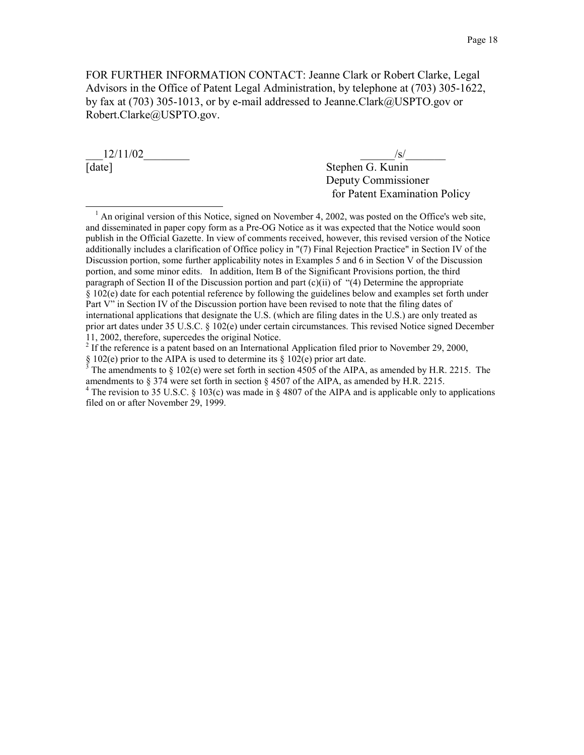FOR FURTHER INFORMATION CONTACT: Jeanne Clark or Robert Clarke, Legal Advisors in the Office of Patent Legal Administration, by telephone at (703) 305-1622, by fax at (703) 305-1013, or by e-mail addressed to Jeanne.Clark@USPTO.gov or Robert.Clarke@USPTO.gov.

___12/11/02________ ______/s/_______

[date] Stephen G. Kunin
Deputy Commissioner
for Patent Examination Policy

---

[1] An original version of this Notice, signed on November 4, 2002, was posted on the Office's web site, and disseminated in paper copy form as a Pre-OG Notice as it was expected that the Notice would soon publish in the Official Gazette. In view of comments received, however, this revised version of the Notice additionally includes a clarification of Office policy in "(7) Final Rejection Practice" in Section IV of the Discussion portion, some further applicability notes in Examples 5 and 6 in Section V of the Discussion portion, and some minor edits. In addition, Item B of the Significant Provisions portion, the third paragraph of Section II of the Discussion portion and part (c)(ii) of "(4) Determine the appropriate § 102(e) date for each potential reference by following the guidelines below and examples set forth under Part V" in Section IV of the Discussion portion have been revised to note that the filing dates of international applications that designate the U.S. (which are filing dates in the U.S.) are only treated as prior art dates under 35 U.S.C. § 102(e) under certain circumstances. This revised Notice signed December 11, 2002, therefore, supercedes the original Notice.

[2] If the reference is a patent based on an International Application filed prior to November 29, 2000, § 102(e) prior to the AIPA is used to determine its § 102(e) prior art date.

[3] The amendments to § 102(e) were set forth in section 4505 of the AIPA, as amended by H.R. 2215. The amendments to § 374 were set forth in section § 4507 of the AIPA, as amended by H.R. 2215.

[4] The revision to 35 U.S.C. § 103(c) was made in § 4807 of the AIPA and is applicable only to applications filed on or after November 29, 1999.